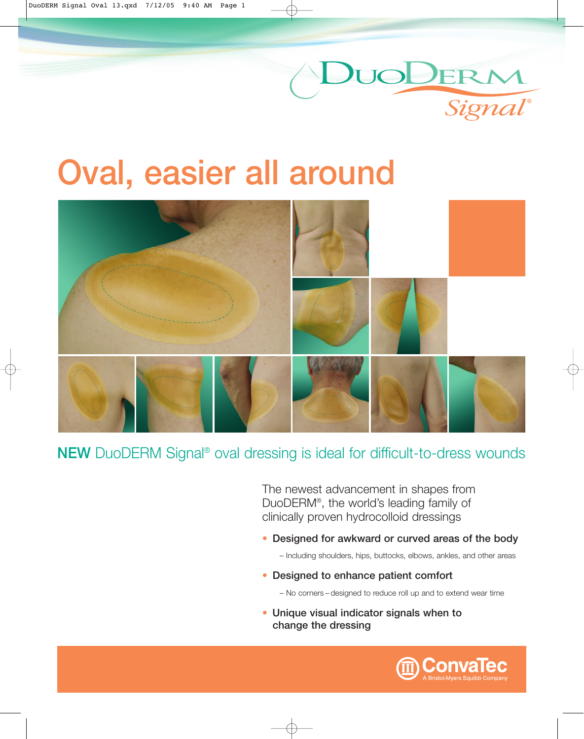# DuoDERM Signal®

# Oval, easier all around

## NEW DuoDERM Signal® oval dressing is ideal for difficult-to-dress wounds

The newest advancement in shapes from DuoDERM®, the world's leading family of clinically proven hydrocolloid dressings

- **Designed for awkward or curved areas of the body**
  - Including shoulders, hips, buttocks, elbows, ankles, and other areas
- **Designed to enhance patient comfort**
  - No corners – designed to reduce roll up and to extend wear time
- **Unique visual indicator signals when to change the dressing**

ConvaTec
A Bristol-Myers Squibb Company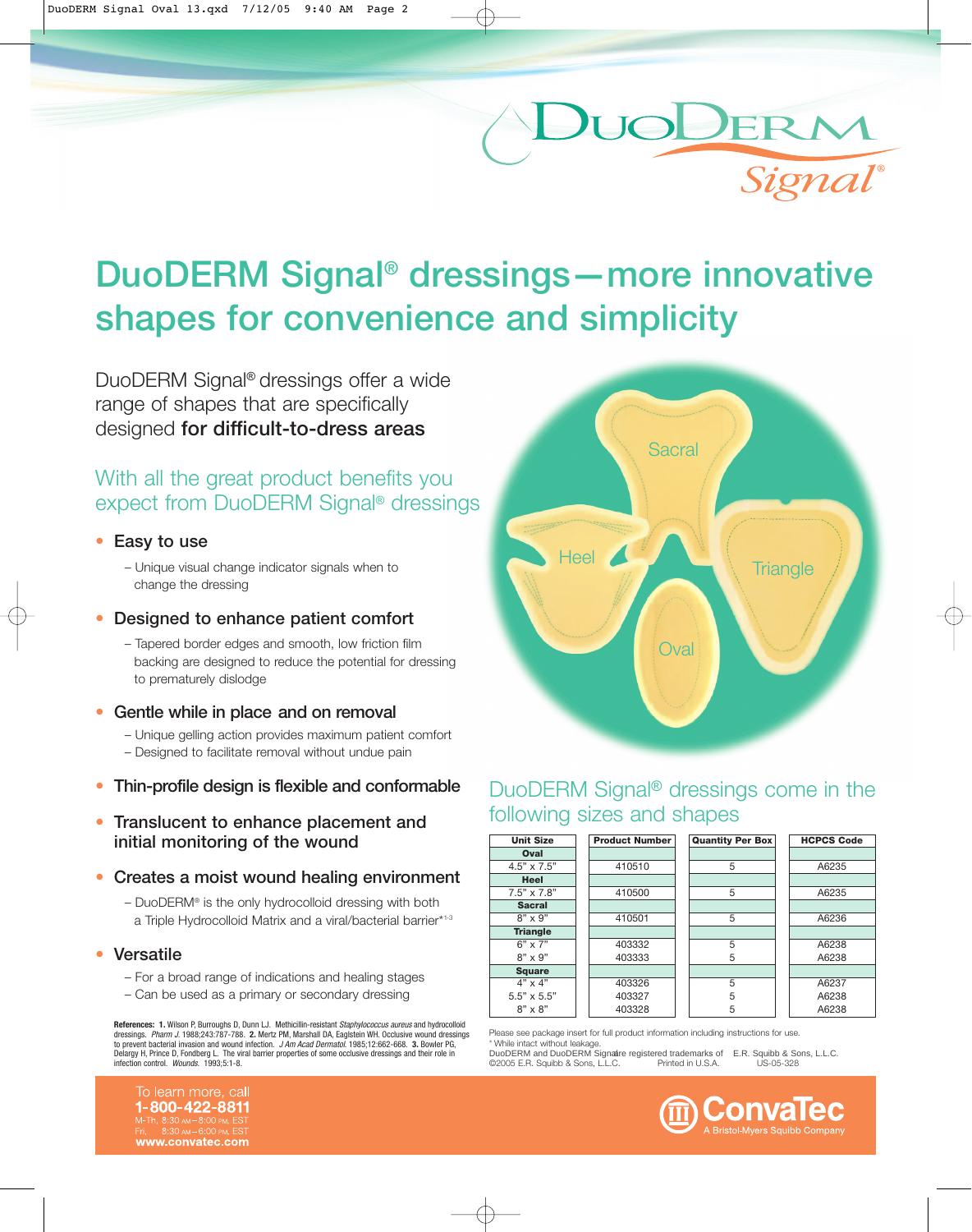# DuoDERM Signal® dressings—more innovative shapes for convenience and simplicity

DuoDERM Signal® dressings offer a wide range of shapes that are specifically designed **for difficult-to-dress areas**

## With all the great product benefits you expect from DuoDERM Signal® dressings

- **Easy to use**
  - Unique visual change indicator signals when to change the dressing
- **Designed to enhance patient comfort**
  - Tapered border edges and smooth, low friction film backing are designed to reduce the potential for dressing to prematurely dislodge
- **Gentle while in place and on removal**
  - Unique gelling action provides maximum patient comfort
  - Designed to facilitate removal without undue pain
- **Thin-profile design is flexible and conformable**
- **Translucent to enhance placement and initial monitoring of the wound**
- **Creates a moist wound healing environment**
  - DuoDERM® is the only hydrocolloid dressing with both a Triple Hydrocolloid Matrix and a viral/bacterial barrier*[1-3]
- **Versatile**
  - For a broad range of indications and healing stages
  - Can be used as a primary or secondary dressing

Sacral

Heel

Triangle

Oval

## DuoDERM Signal® dressings come in the following sizes and shapes

| Unit Size | Product Number | Quantity Per Box | HCPCS Code |
|---|---|---|---|
| **Oval** | | | |
| 4.5" x 7.5" | 410510 | 5 | A6235 |
| **Heel** | | | |
| 7.5" x 7.8" | 410500 | 5 | A6235 |
| **Sacral** | | | |
| 8" x 9" | 410501 | 5 | A6236 |
| **Triangle** | | | |
| 6" x 7" | 403332 | 5 | A6238 |
| 8" x 9" | 403333 | 5 | A6238 |
| **Square** | | | |
| 4" x 4" | 403326 | 5 | A6237 |
| 5.5" x 5.5" | 403327 | 5 | A6238 |
| 8" x 8" | 403328 | 5 | A6238 |

**References: 1.** Wilson P, Burroughs D, Dunn LJ. Methicillin-resistant *Staphylococcus aureus* and hydrocolloid dressings. *Pharm J.* 1988;243:787-788. **2.** Mertz PM, Marshall DA, Eaglstein WH. Occlusive wound dressings to prevent bacterial invasion and wound infection. *J Am Acad Dermatol.* 1985;12:662-668. **3.** Bowler PG, Delargy H, Prince D, Fondberg L. The viral barrier properties of some occlusive dressings and their role in infection control. *Wounds.* 1993;5:1-8.

Please see package insert for full product information including instructions for use.
* While intact without leakage.
DuoDERM and DuoDERM Signal are registered trademarks of E.R. Squibb & Sons, L.L.C.
©2005 E.R. Squibb & Sons, L.L.C. Printed in U.S.A. US-05-328

To learn more, call
**1-800-422-8811**
M-Th, 8:30 AM–8:00 PM, EST
Fri, 8:30 AM–6:00 PM, EST
**www.convatec.com**

ConvaTec
A Bristol-Myers Squibb Company